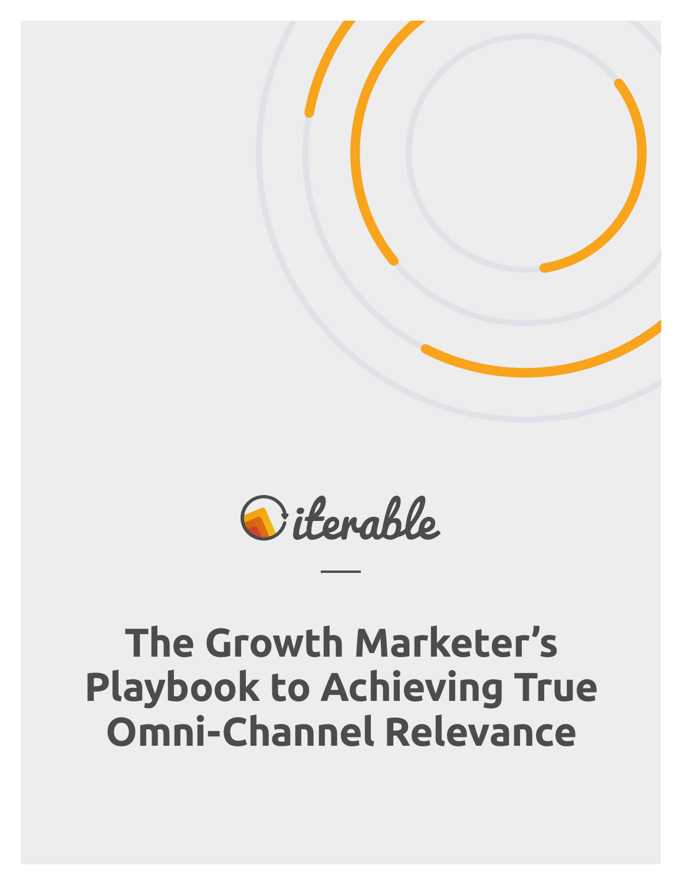iterable

# The Growth Marketer's Playbook to Achieving True Omni-Channel Relevance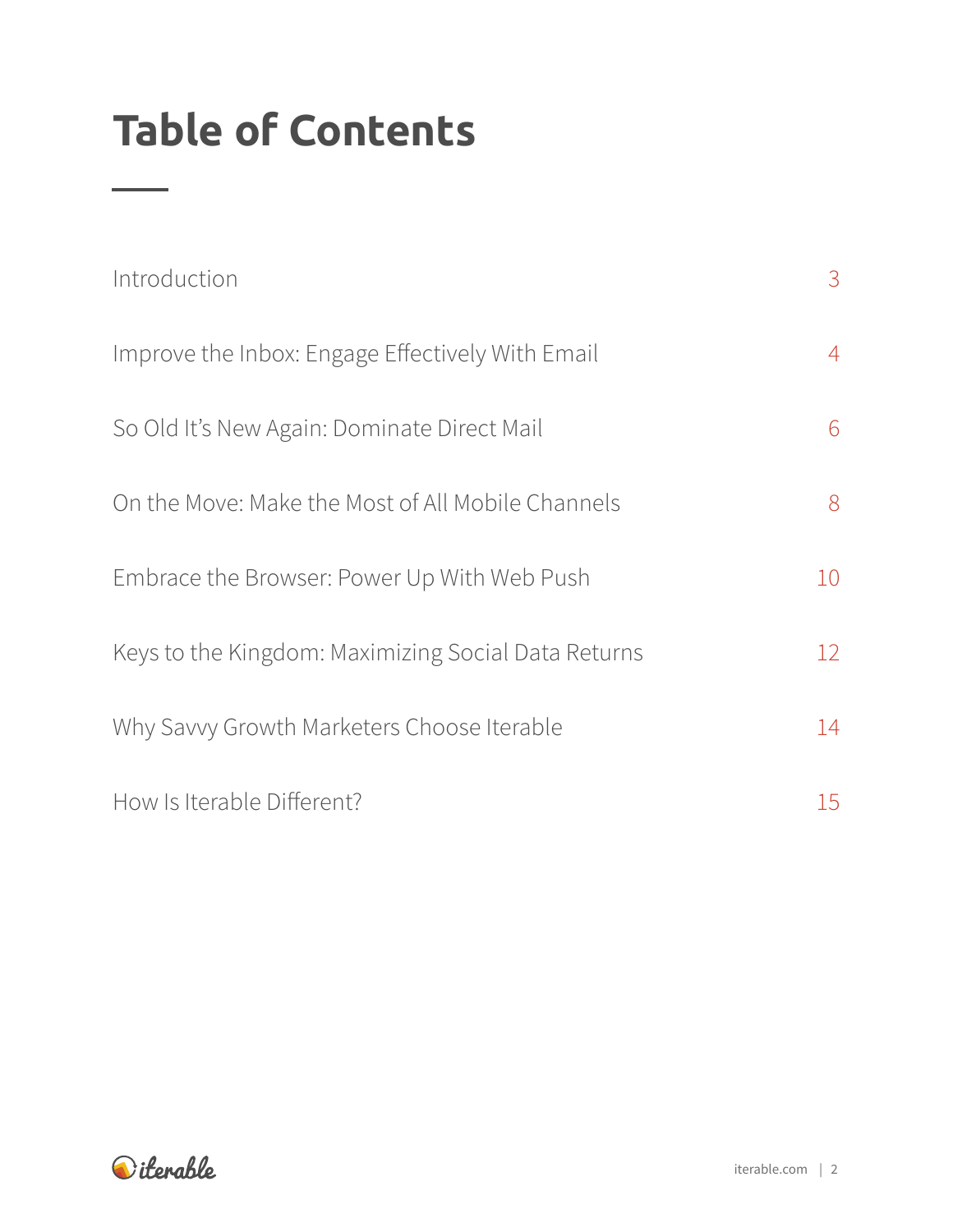# Table of Contents

| | |
|---|---|
| Introduction | 3 |
| Improve the Inbox: Engage Effectively With Email | 4 |
| So Old It's New Again: Dominate Direct Mail | 6 |
| On the Move: Make the Most of All Mobile Channels | 8 |
| Embrace the Browser: Power Up With Web Push | 10 |
| Keys to the Kingdom: Maximizing Social Data Returns | 12 |
| Why Savvy Growth Marketers Choose Iterable | 14 |
| How Is Iterable Different? | 15 |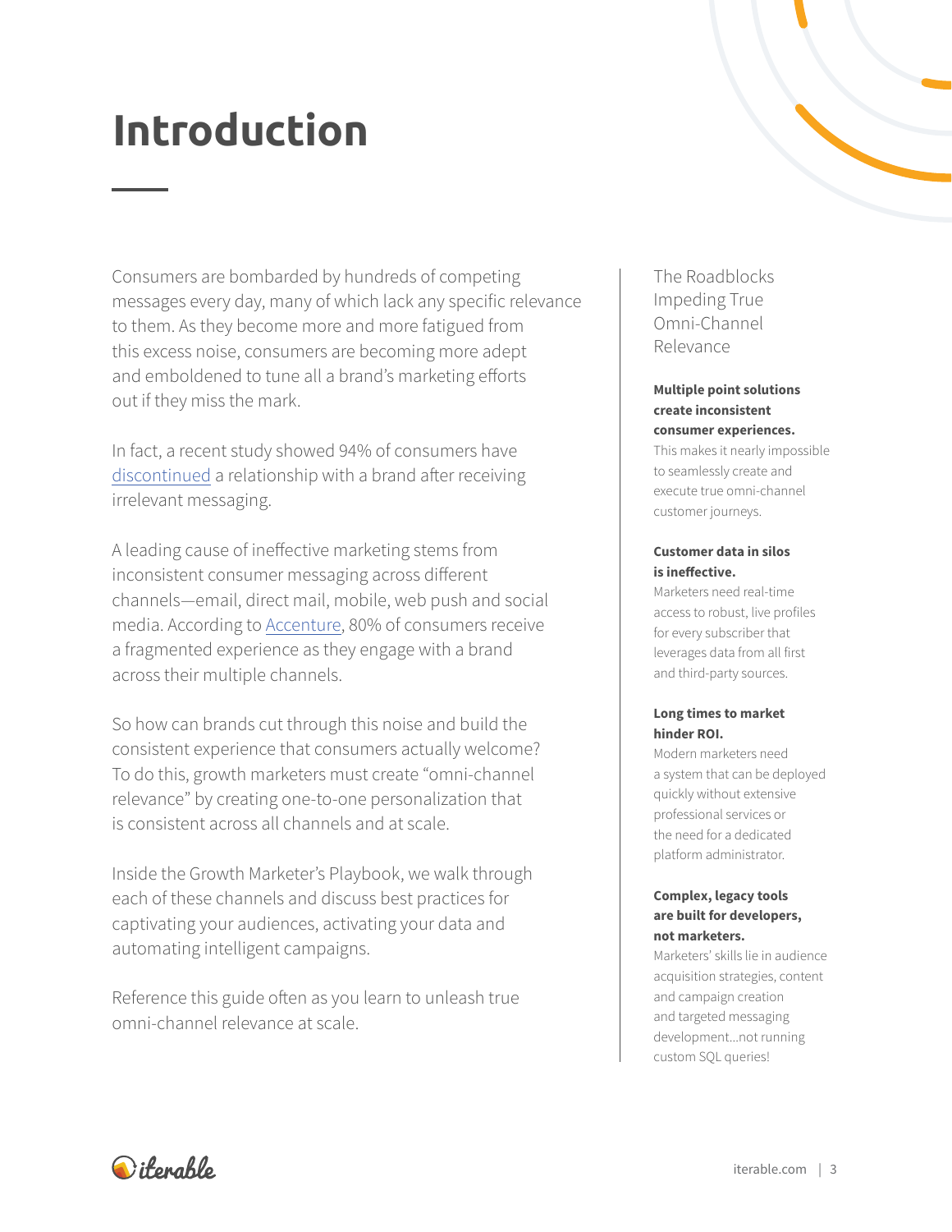# Introduction

Consumers are bombarded by hundreds of competing messages every day, many of which lack any specific relevance to them. As they become more and more fatigued from this excess noise, consumers are becoming more adept and emboldened to tune all a brand's marketing efforts out if they miss the mark.

In fact, a recent study showed 94% of consumers have discontinued a relationship with a brand after receiving irrelevant messaging.

A leading cause of ineffective marketing stems from inconsistent consumer messaging across different channels—email, direct mail, mobile, web push and social media. According to Accenture, 80% of consumers receive a fragmented experience as they engage with a brand across their multiple channels.

So how can brands cut through this noise and build the consistent experience that consumers actually welcome? To do this, growth marketers must create "omni-channel relevance" by creating one-to-one personalization that is consistent across all channels and at scale.

Inside the Growth Marketer's Playbook, we walk through each of these channels and discuss best practices for captivating your audiences, activating your data and automating intelligent campaigns.

Reference this guide often as you learn to unleash true omni-channel relevance at scale.

## The Roadblocks Impeding True Omni-Channel Relevance

**Multiple point solutions create inconsistent consumer experiences.** This makes it nearly impossible to seamlessly create and execute true omni-channel customer journeys.

**Customer data in silos is ineffective.** Marketers need real-time access to robust, live profiles for every subscriber that leverages data from all first and third-party sources.

**Long times to market hinder ROI.** Modern marketers need a system that can be deployed quickly without extensive professional services or the need for a dedicated platform administrator.

**Complex, legacy tools are built for developers, not marketers.** Marketers' skills lie in audience acquisition strategies, content and campaign creation and targeted messaging development...not running custom SQL queries!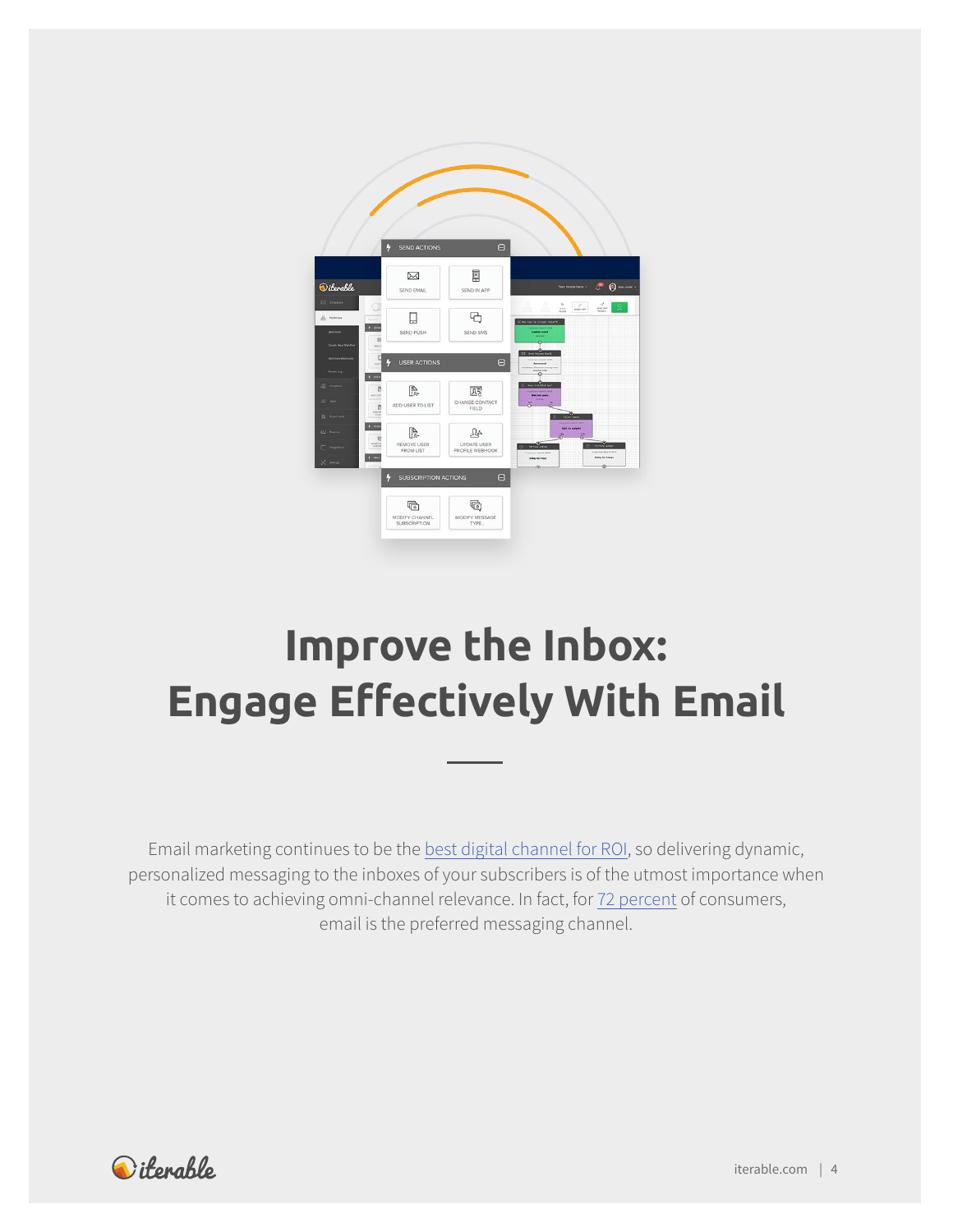# Improve the Inbox: Engage Effectively With Email

Email marketing continues to be the best digital channel for ROI, so delivering dynamic, personalized messaging to the inboxes of your subscribers is of the utmost importance when it comes to achieving omni-channel relevance. In fact, for 72 percent of consumers, email is the preferred messaging channel.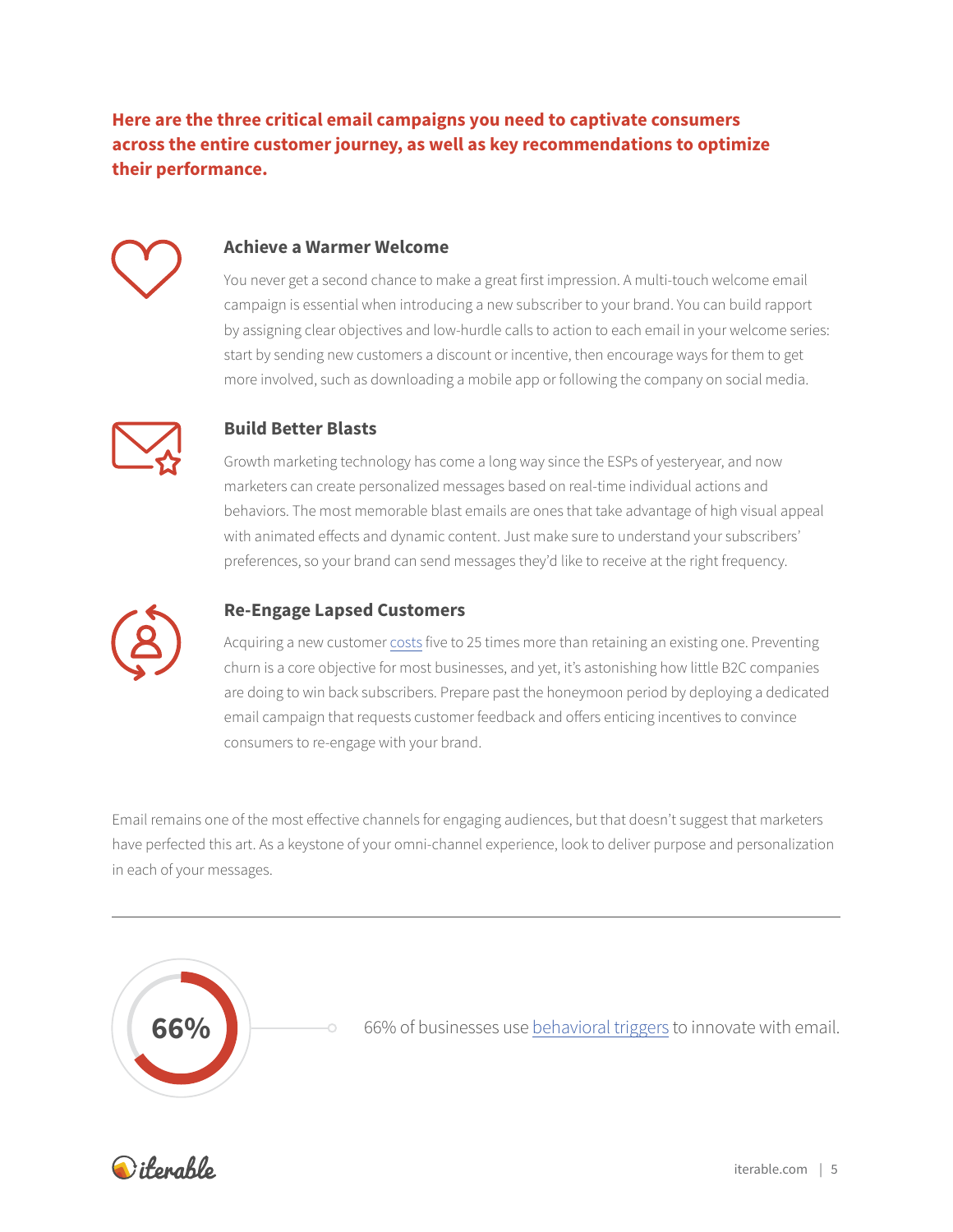**Here are the three critical email campaigns you need to captivate consumers across the entire customer journey, as well as key recommendations to optimize their performance.**

### Achieve a Warmer Welcome

You never get a second chance to make a great first impression. A multi-touch welcome email campaign is essential when introducing a new subscriber to your brand. You can build rapport by assigning clear objectives and low-hurdle calls to action to each email in your welcome series: start by sending new customers a discount or incentive, then encourage ways for them to get more involved, such as downloading a mobile app or following the company on social media.

### Build Better Blasts

Growth marketing technology has come a long way since the ESPs of yesteryear, and now marketers can create personalized messages based on real-time individual actions and behaviors. The most memorable blast emails are ones that take advantage of high visual appeal with animated effects and dynamic content. Just make sure to understand your subscribers' preferences, so your brand can send messages they'd like to receive at the right frequency.

### Re-Engage Lapsed Customers

Acquiring a new customer costs five to 25 times more than retaining an existing one. Preventing churn is a core objective for most businesses, and yet, it's astonishing how little B2C companies are doing to win back subscribers. Prepare past the honeymoon period by deploying a dedicated email campaign that requests customer feedback and offers enticing incentives to convince consumers to re-engage with your brand.

Email remains one of the most effective channels for engaging audiences, but that doesn't suggest that marketers have perfected this art. As a keystone of your omni-channel experience, look to deliver purpose and personalization in each of your messages.

---

**66%**

66% of businesses use behavioral triggers to innovate with email.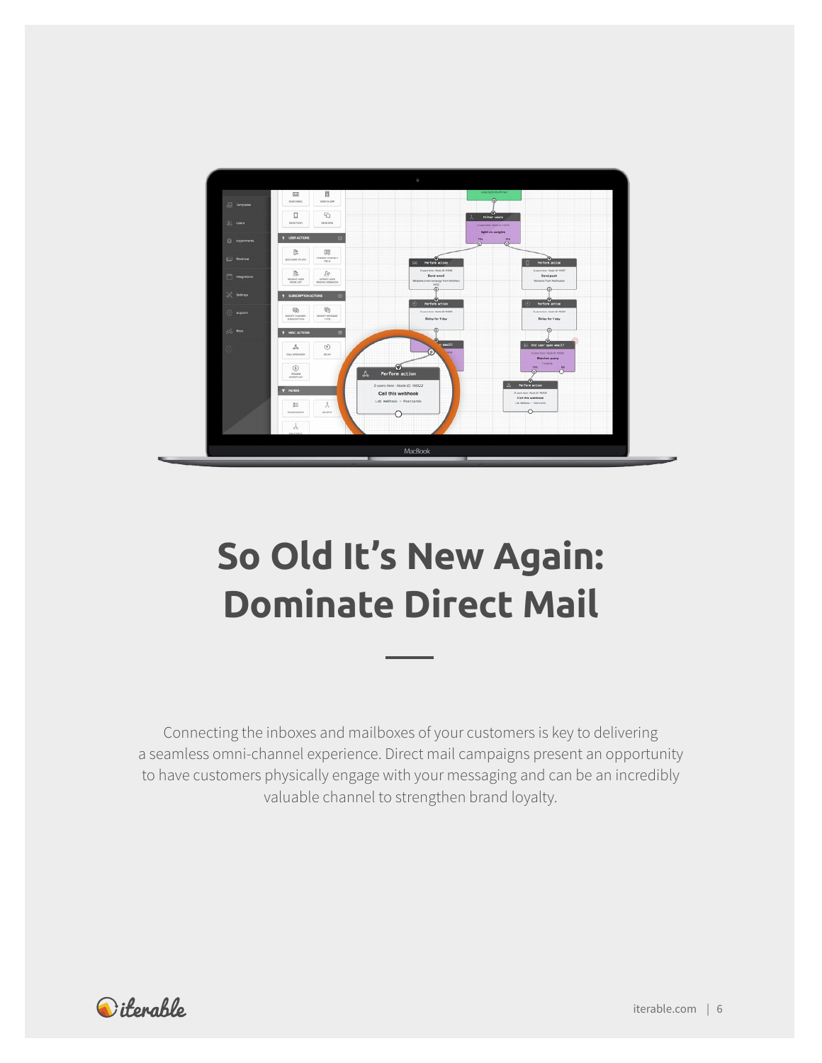# So Old It's New Again: Dominate Direct Mail

Connecting the inboxes and mailboxes of your customers is key to delivering a seamless omni-channel experience. Direct mail campaigns present an opportunity to have customers physically engage with your messaging and can be an incredibly valuable channel to strengthen brand loyalty.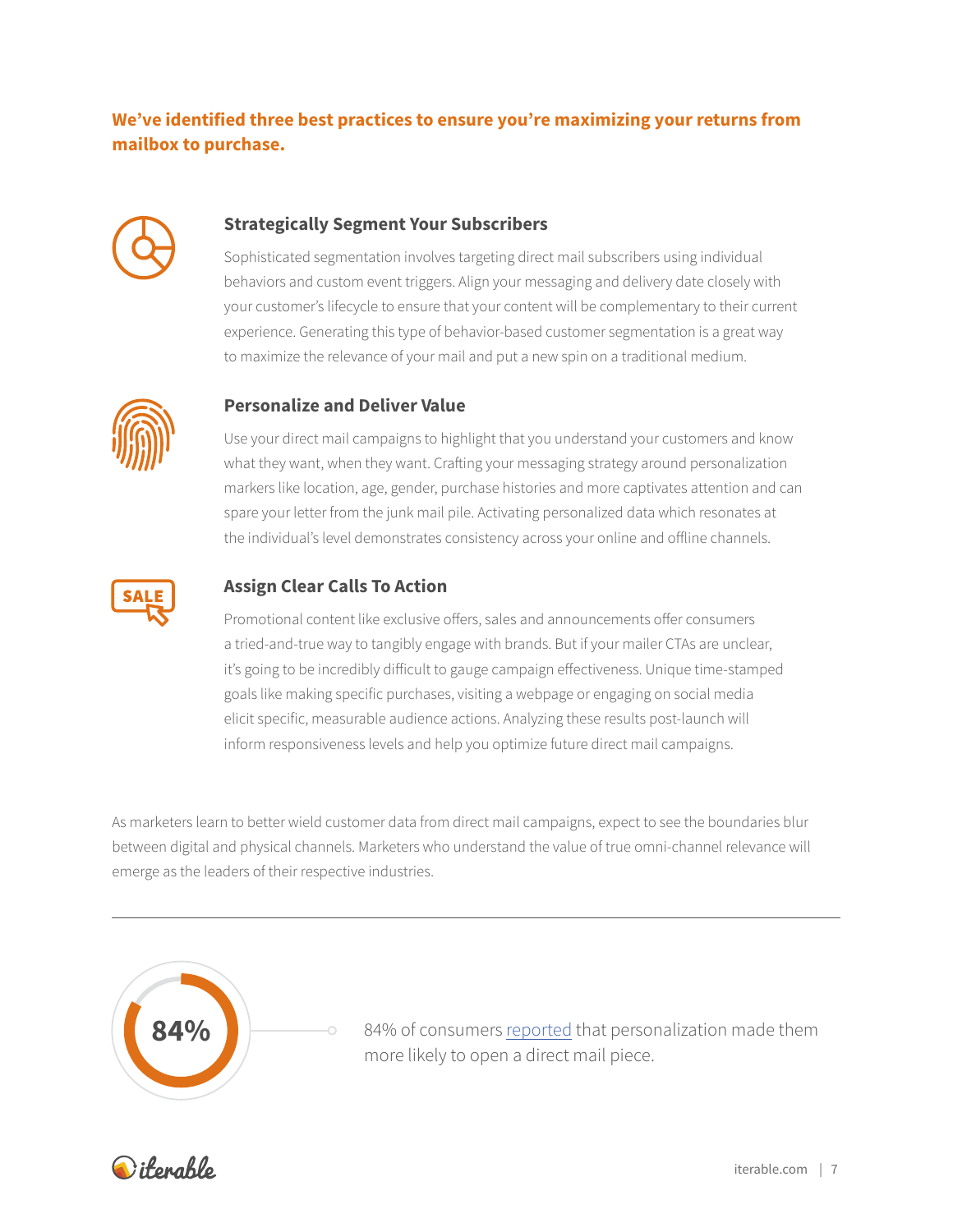**We've identified three best practices to ensure you're maximizing your returns from mailbox to purchase.**

### Strategically Segment Your Subscribers

Sophisticated segmentation involves targeting direct mail subscribers using individual behaviors and custom event triggers. Align your messaging and delivery date closely with your customer's lifecycle to ensure that your content will be complementary to their current experience. Generating this type of behavior-based customer segmentation is a great way to maximize the relevance of your mail and put a new spin on a traditional medium.

### Personalize and Deliver Value

Use your direct mail campaigns to highlight that you understand your customers and know what they want, when they want. Crafting your messaging strategy around personalization markers like location, age, gender, purchase histories and more captivates attention and can spare your letter from the junk mail pile. Activating personalized data which resonates at the individual's level demonstrates consistency across your online and offline channels.

### Assign Clear Calls To Action

Promotional content like exclusive offers, sales and announcements offer consumers a tried-and-true way to tangibly engage with brands. But if your mailer CTAs are unclear, it's going to be incredibly difficult to gauge campaign effectiveness. Unique time-stamped goals like making specific purchases, visiting a webpage or engaging on social media elicit specific, measurable audience actions. Analyzing these results post-launch will inform responsiveness levels and help you optimize future direct mail campaigns.

As marketers learn to better wield customer data from direct mail campaigns, expect to see the boundaries blur between digital and physical channels. Marketers who understand the value of true omni-channel relevance will emerge as the leaders of their respective industries.

---

**84%**

84% of consumers reported that personalization made them more likely to open a direct mail piece.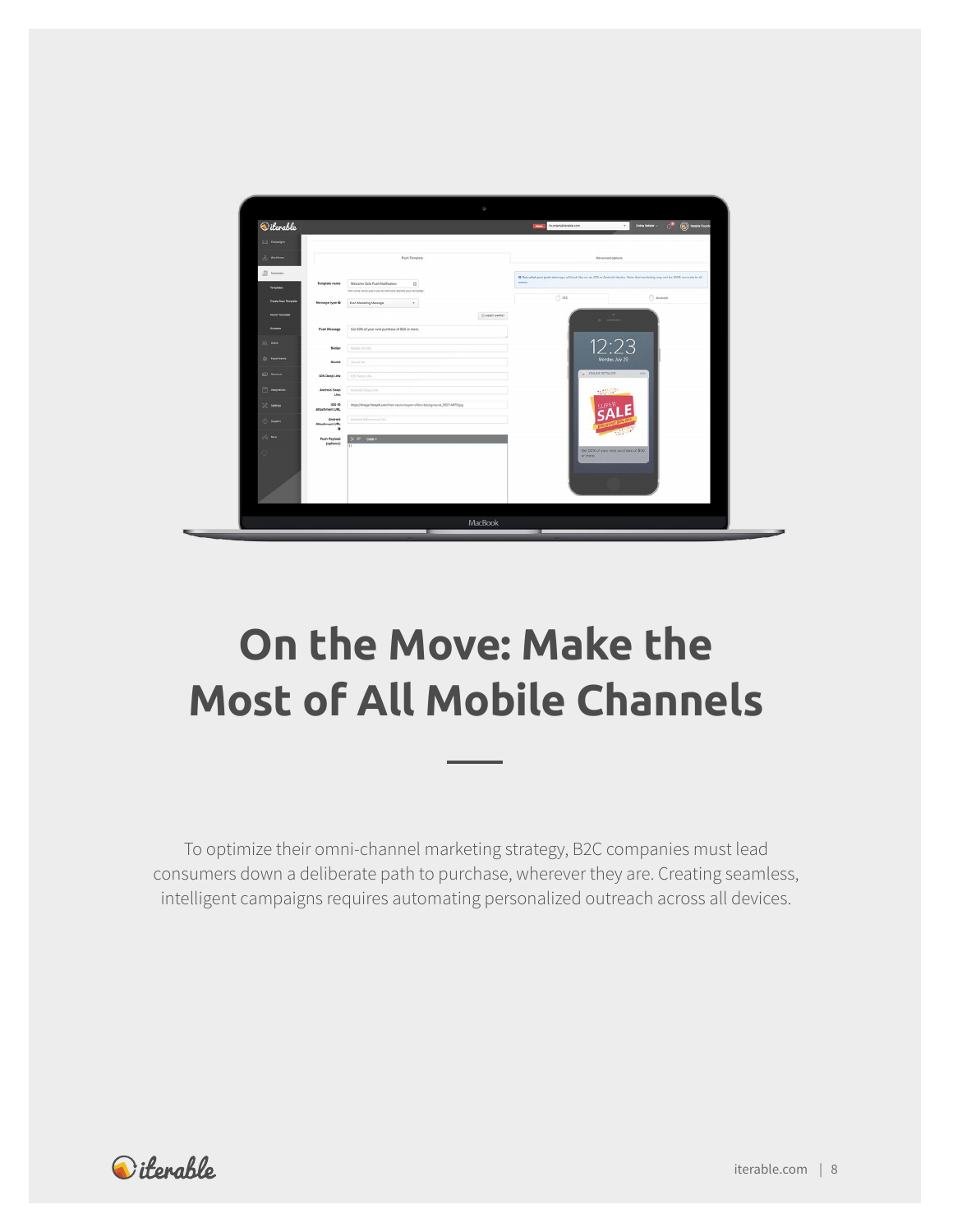# On the Move: Make the Most of All Mobile Channels

To optimize their omni-channel marketing strategy, B2C companies must lead consumers down a deliberate path to purchase, wherever they are. Creating seamless, intelligent campaigns requires automating personalized outreach across all devices.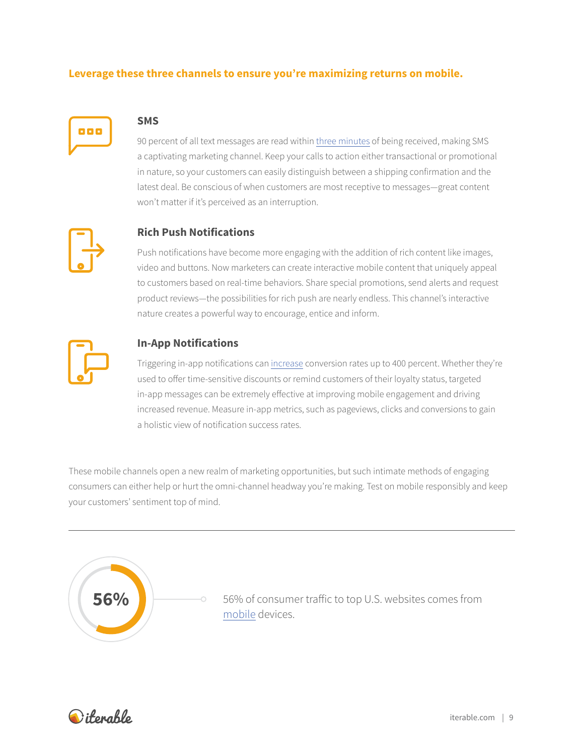**Leverage these three channels to ensure you're maximizing returns on mobile.**

### SMS

90 percent of all text messages are read within three minutes of being received, making SMS a captivating marketing channel. Keep your calls to action either transactional or promotional in nature, so your customers can easily distinguish between a shipping confirmation and the latest deal. Be conscious of when customers are most receptive to messages—great content won't matter if it's perceived as an interruption.

### Rich Push Notifications

Push notifications have become more engaging with the addition of rich content like images, video and buttons. Now marketers can create interactive mobile content that uniquely appeal to customers based on real-time behaviors. Share special promotions, send alerts and request product reviews—the possibilities for rich push are nearly endless. This channel's interactive nature creates a powerful way to encourage, entice and inform.

### In-App Notifications

Triggering in-app notifications can increase conversion rates up to 400 percent. Whether they're used to offer time-sensitive discounts or remind customers of their loyalty status, targeted in-app messages can be extremely effective at improving mobile engagement and driving increased revenue. Measure in-app metrics, such as pageviews, clicks and conversions to gain a holistic view of notification success rates.

These mobile channels open a new realm of marketing opportunities, but such intimate methods of engaging consumers can either help or hurt the omni-channel headway you're making. Test on mobile responsibly and keep your customers' sentiment top of mind.

---

**56%**

56% of consumer traffic to top U.S. websites comes from mobile devices.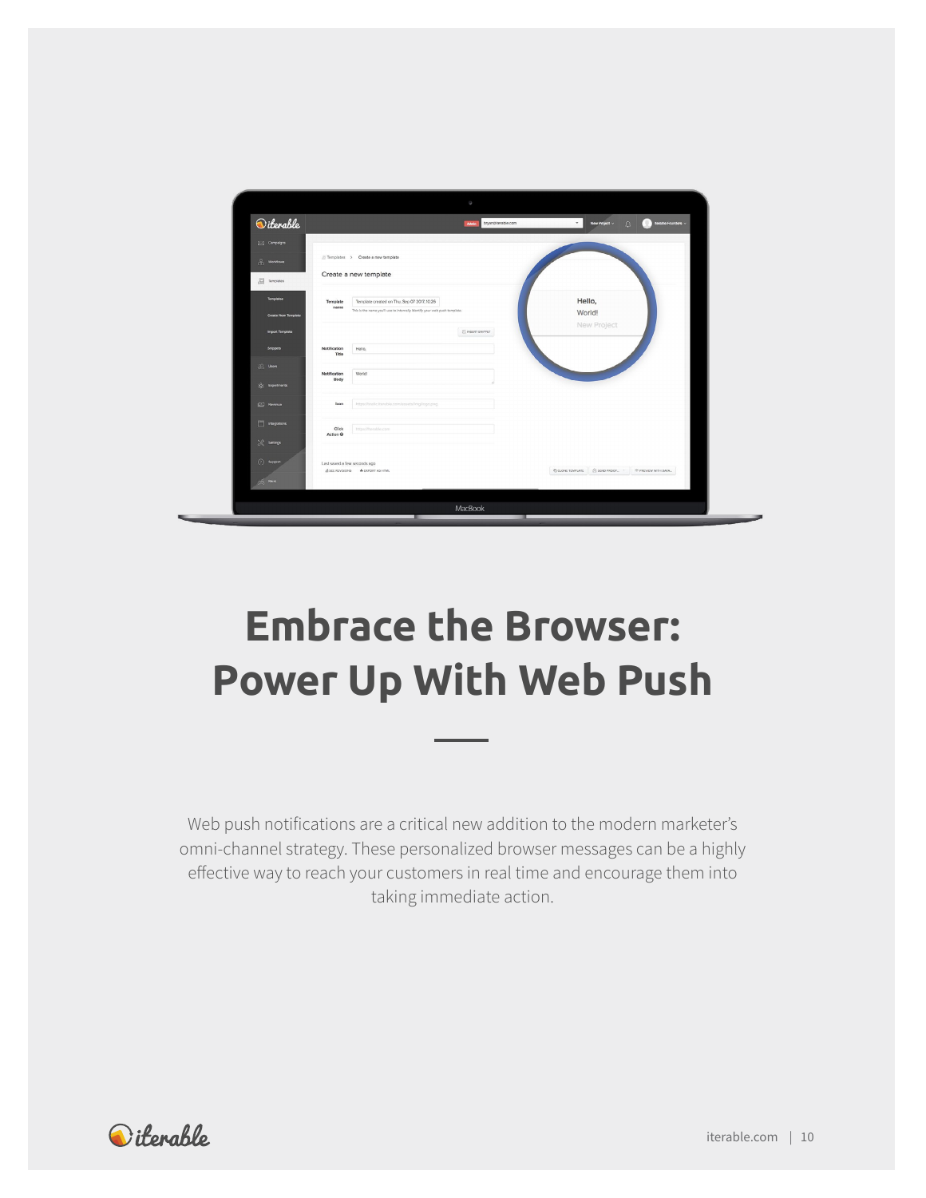# Embrace the Browser: Power Up With Web Push

Web push notifications are a critical new addition to the modern marketer's omni-channel strategy. These personalized browser messages can be a highly effective way to reach your customers in real time and encourage them into taking immediate action.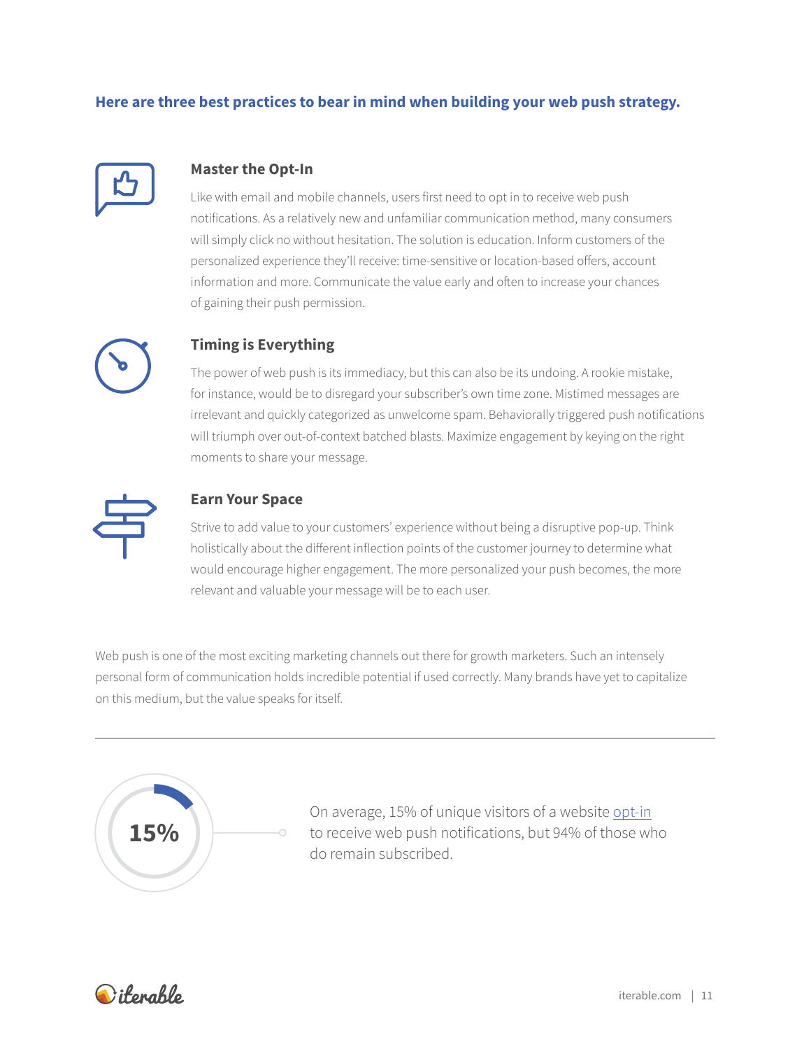**Here are three best practices to bear in mind when building your web push strategy.**

### Master the Opt-In

Like with email and mobile channels, users first need to opt in to receive web push notifications. As a relatively new and unfamiliar communication method, many consumers will simply click no without hesitation. The solution is education. Inform customers of the personalized experience they'll receive: time-sensitive or location-based offers, account information and more. Communicate the value early and often to increase your chances of gaining their push permission.

### Timing is Everything

The power of web push is its immediacy, but this can also be its undoing. A rookie mistake, for instance, would be to disregard your subscriber's own time zone. Mistimed messages are irrelevant and quickly categorized as unwelcome spam. Behaviorally triggered push notifications will triumph over out-of-context batched blasts. Maximize engagement by keying on the right moments to share your message.

### Earn Your Space

Strive to add value to your customers' experience without being a disruptive pop-up. Think holistically about the different inflection points of the customer journey to determine what would encourage higher engagement. The more personalized your push becomes, the more relevant and valuable your message will be to each user.

Web push is one of the most exciting marketing channels out there for growth marketers. Such an intensely personal form of communication holds incredible potential if used correctly. Many brands have yet to capitalize on this medium, but the value speaks for itself.

---

**15%**

On average, 15% of unique visitors of a website opt-in to receive web push notifications, but 94% of those who do remain subscribed.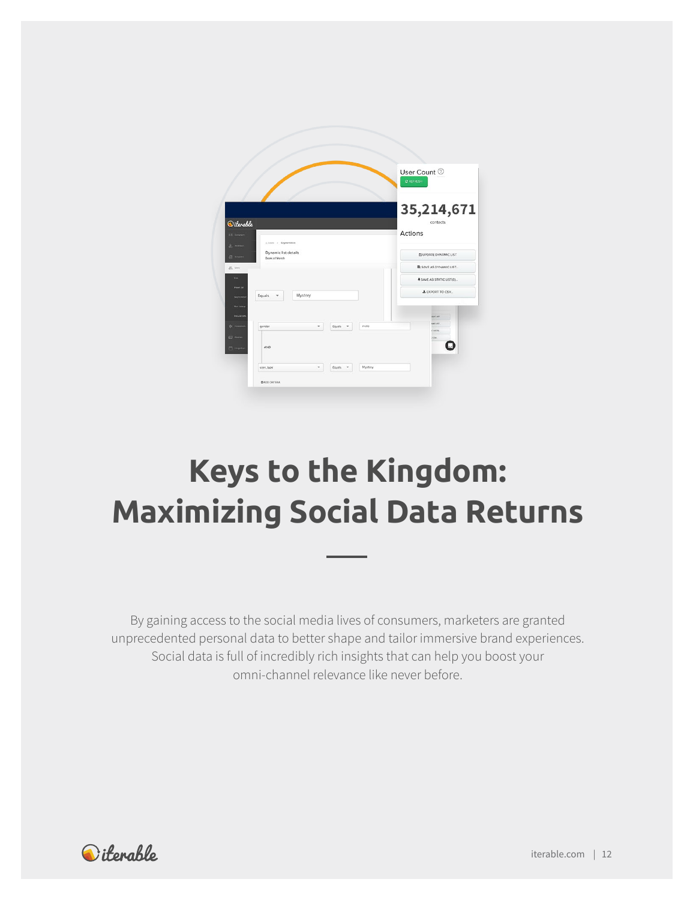# Keys to the Kingdom: Maximizing Social Data Returns

By gaining access to the social media lives of consumers, marketers are granted unprecedented personal data to better shape and tailor immersive brand experiences. Social data is full of incredibly rich insights that can help you boost your omni-channel relevance like never before.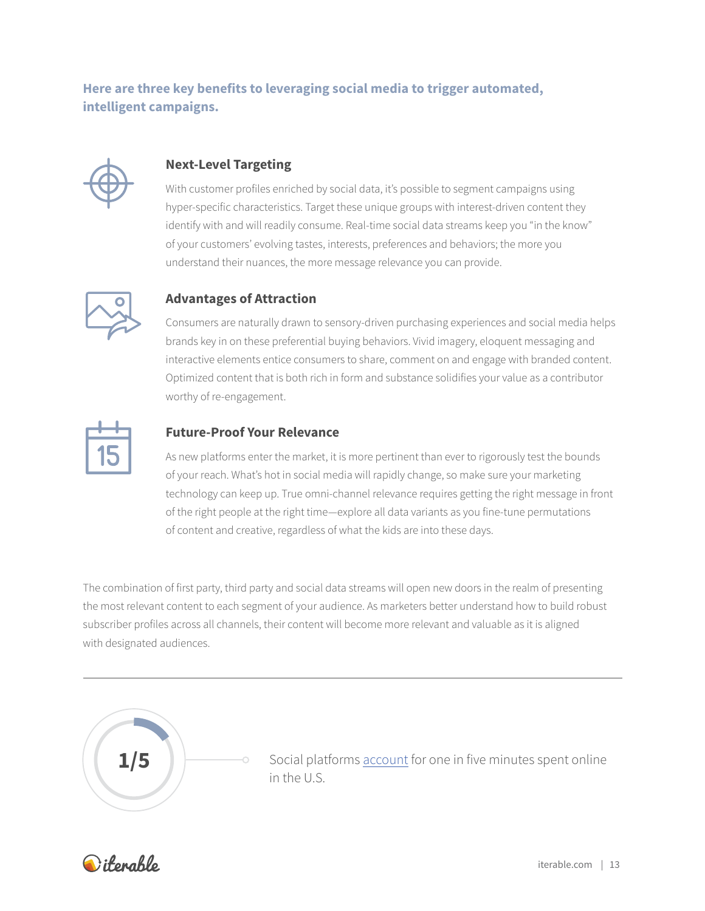**Here are three key benefits to leveraging social media to trigger automated, intelligent campaigns.**

### Next-Level Targeting

With customer profiles enriched by social data, it's possible to segment campaigns using hyper-specific characteristics. Target these unique groups with interest-driven content they identify with and will readily consume. Real-time social data streams keep you "in the know" of your customers' evolving tastes, interests, preferences and behaviors; the more you understand their nuances, the more message relevance you can provide.

### Advantages of Attraction

Consumers are naturally drawn to sensory-driven purchasing experiences and social media helps brands key in on these preferential buying behaviors. Vivid imagery, eloquent messaging and interactive elements entice consumers to share, comment on and engage with branded content. Optimized content that is both rich in form and substance solidifies your value as a contributor worthy of re-engagement.

### Future-Proof Your Relevance

As new platforms enter the market, it is more pertinent than ever to rigorously test the bounds of your reach. What's hot in social media will rapidly change, so make sure your marketing technology can keep up. True omni-channel relevance requires getting the right message in front of the right people at the right time—explore all data variants as you fine-tune permutations of content and creative, regardless of what the kids are into these days.

The combination of first party, third party and social data streams will open new doors in the realm of presenting the most relevant content to each segment of your audience. As marketers better understand how to build robust subscriber profiles across all channels, their content will become more relevant and valuable as it is aligned with designated audiences.

---

**1/5**

Social platforms account for one in five minutes spent online in the U.S.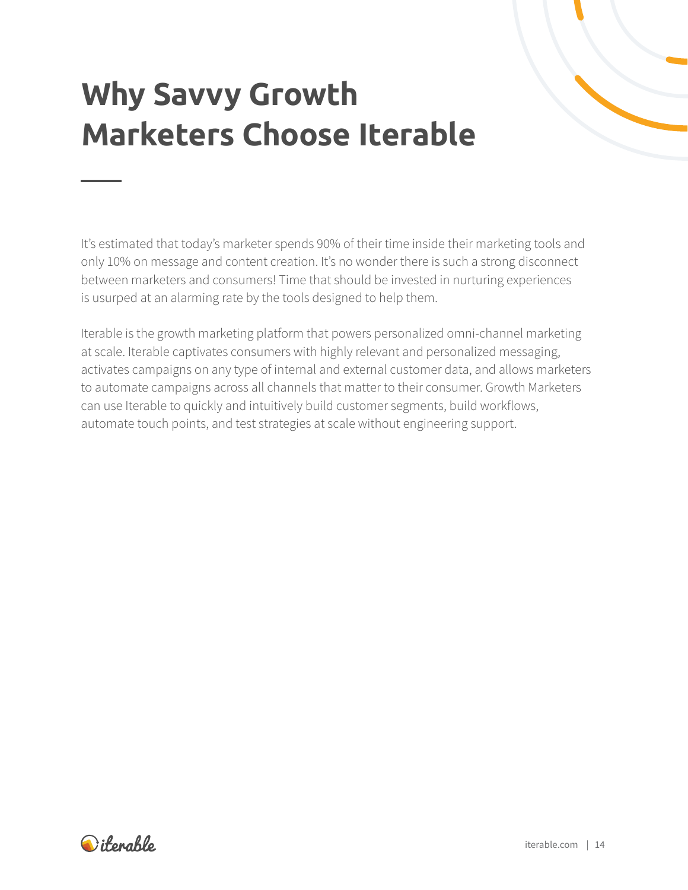# Why Savvy Growth Marketers Choose Iterable

It's estimated that today's marketer spends 90% of their time inside their marketing tools and only 10% on message and content creation. It's no wonder there is such a strong disconnect between marketers and consumers! Time that should be invested in nurturing experiences is usurped at an alarming rate by the tools designed to help them.

Iterable is the growth marketing platform that powers personalized omni-channel marketing at scale. Iterable captivates consumers with highly relevant and personalized messaging, activates campaigns on any type of internal and external customer data, and allows marketers to automate campaigns across all channels that matter to their consumer. Growth Marketers can use Iterable to quickly and intuitively build customer segments, build workflows, automate touch points, and test strategies at scale without engineering support.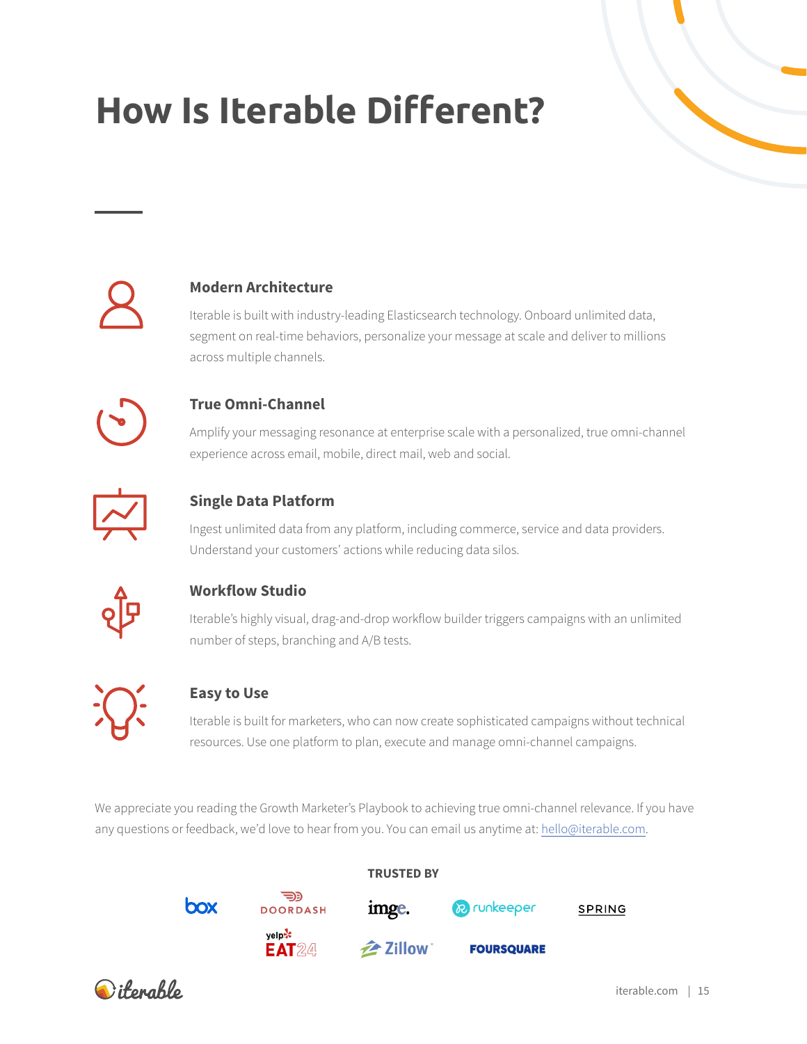# How Is Iterable Different?

### Modern Architecture

Iterable is built with industry-leading Elasticsearch technology. Onboard unlimited data, segment on real-time behaviors, personalize your message at scale and deliver to millions across multiple channels.

### True Omni-Channel

Amplify your messaging resonance at enterprise scale with a personalized, true omni-channel experience across email, mobile, direct mail, web and social.

### Single Data Platform

Ingest unlimited data from any platform, including commerce, service and data providers. Understand your customers' actions while reducing data silos.

### Workflow Studio

Iterable's highly visual, drag-and-drop workflow builder triggers campaigns with an unlimited number of steps, branching and A/B tests.

### Easy to Use

Iterable is built for marketers, who can now create sophisticated campaigns without technical resources. Use one platform to plan, execute and manage omni-channel campaigns.

We appreciate you reading the Growth Marketer's Playbook to achieving true omni-channel relevance. If you have any questions or feedback, we'd love to hear from you. You can email us anytime at: hello@iterable.com.

**TRUSTED BY**

box, DoorDash, imgur, runkeeper, SPRING, Yelp EAT24, Zillow, FOURSQUARE